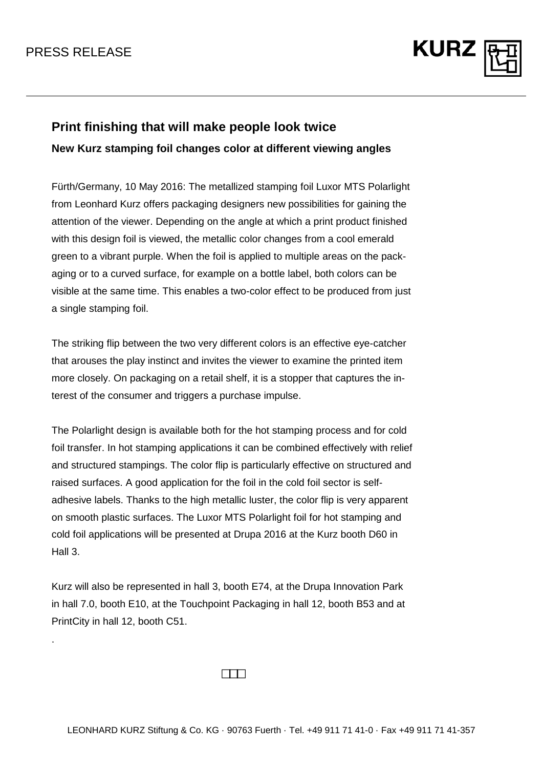PRESS RELEASE

# Print finishing that will make people look twice

## New Kurz stamping foil changes color at different viewing angles

Fürth/Germany, 10 May 2016: The metallized stamping foil Luxor MTS Polarlight from Leonhard Kurz offers packaging designers new possibilities for gaining the attention of the viewer. Depending on the angle at which a print product finished with this design foil is viewed, the metallic color changes from a cool emerald green to a vibrant purple. When the foil is applied to multiple areas on the packaging or to a curved surface, for example on a bottle label, both colors can be visible at the same time. This enables a two-color effect to be produced from just a single stamping foil.

The striking flip between the two very different colors is an effective eye-catcher that arouses the play instinct and invites the viewer to examine the printed item more closely. On packaging on a retail shelf, it is a stopper that captures the interest of the consumer and triggers a purchase impulse.

The Polarlight design is available both for the hot stamping process and for cold foil transfer. In hot stamping applications it can be combined effectively with relief and structured stampings. The color flip is particularly effective on structured and raised surfaces. A good application for the foil in the cold foil sector is self-adhesive labels. Thanks to the high metallic luster, the color flip is very apparent on smooth plastic surfaces. The Luxor MTS Polarlight foil for hot stamping and cold foil applications will be presented at Drupa 2016 at the Kurz booth D60 in Hall 3.

Kurz will also be represented in hall 3, booth E74, at the Drupa Innovation Park in hall 7.0, booth E10, at the Touchpoint Packaging in hall 12, booth B53 and at PrintCity in hall 12, booth C51.

LEONHARD KURZ Stiftung & Co. KG · 90763 Fuerth · Tel. +49 911 71 41-0 · Fax +49 911 71 41-357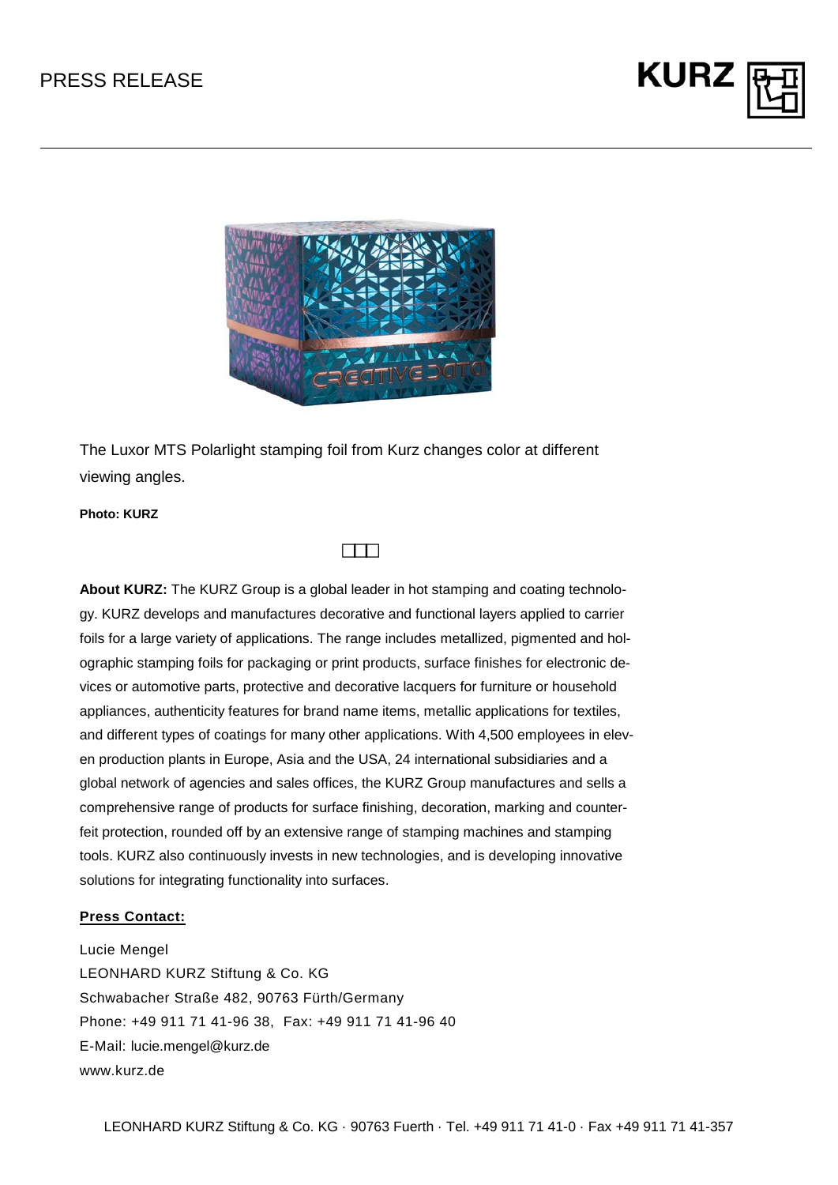The Luxor MTS Polarlight stamping foil from Kurz changes color at different viewing angles.

**Photo: KURZ**

**About KURZ:** The KURZ Group is a global leader in hot stamping and coating technology. KURZ develops and manufactures decorative and functional layers applied to carrier foils for a large variety of applications. The range includes metallized, pigmented and holographic stamping foils for packaging or print products, surface finishes for electronic devices or automotive parts, protective and decorative lacquers for furniture or household appliances, authenticity features for brand name items, metallic applications for textiles, and different types of coatings for many other applications. With 4,500 employees in eleven production plants in Europe, Asia and the USA, 24 international subsidiaries and a global network of agencies and sales offices, the KURZ Group manufactures and sells a comprehensive range of products for surface finishing, decoration, marking and counterfeit protection, rounded off by an extensive range of stamping machines and stamping tools. KURZ also continuously invests in new technologies, and is developing innovative solutions for integrating functionality into surfaces.

**Press Contact:**

Lucie Mengel
LEONHARD KURZ Stiftung & Co. KG
Schwabacher Straße 482, 90763 Fürth/Germany
Phone: +49 911 71 41-96 38, Fax: +49 911 71 41-96 40
E-Mail: lucie.mengel@kurz.de
www.kurz.de